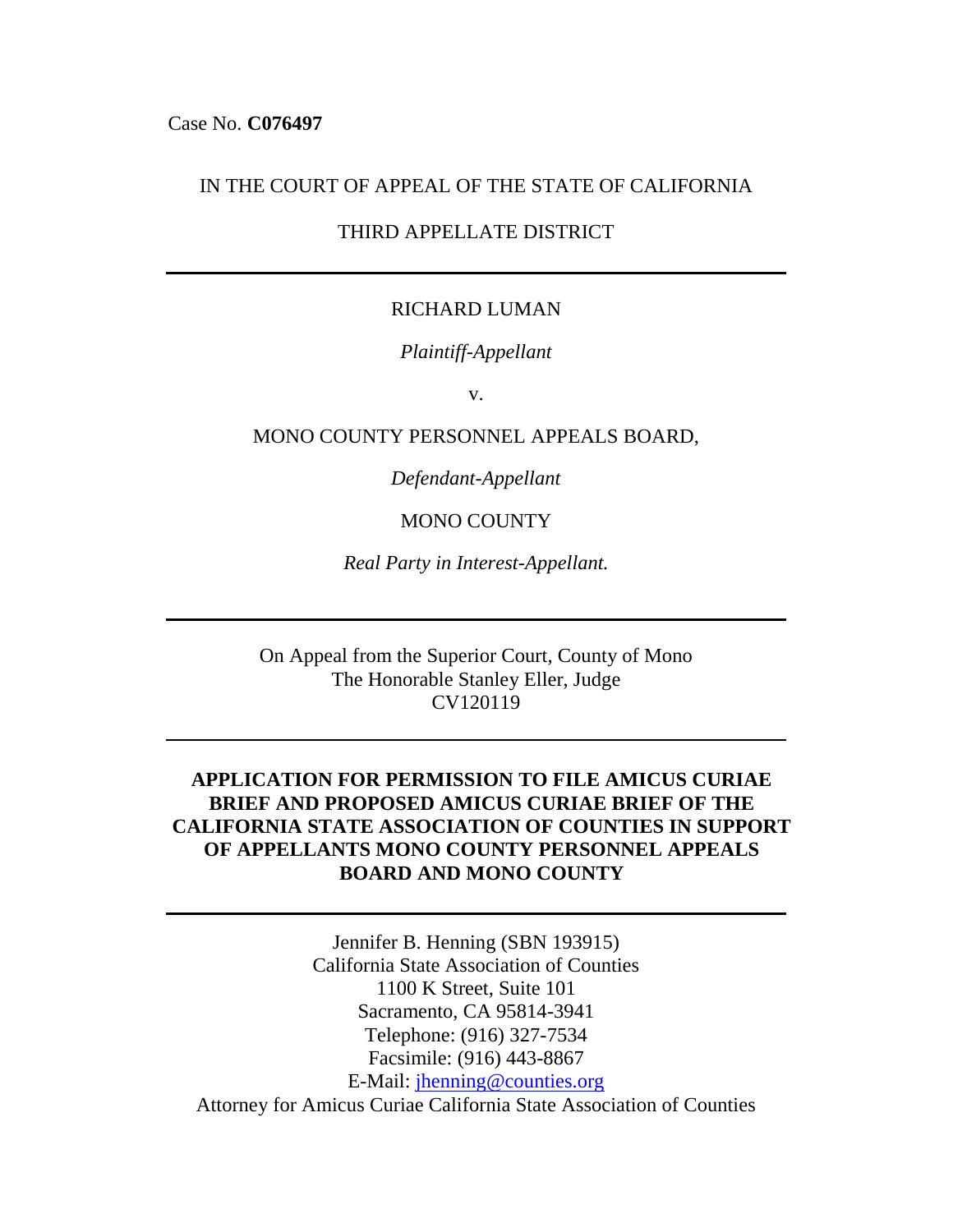Case No. **C076497**

IN THE COURT OF APPEAL OF THE STATE OF CALIFORNIA

THIRD APPELLATE DISTRICT

---

RICHARD LUMAN

*Plaintiff-Appellant*

v.

MONO COUNTY PERSONNEL APPEALS BOARD,

*Defendant-Appellant*

MONO COUNTY

*Real Party in Interest-Appellant.*

---

On Appeal from the Superior Court, County of Mono
The Honorable Stanley Eller, Judge
CV120119

---

**APPLICATION FOR PERMISSION TO FILE AMICUS CURIAE BRIEF AND PROPOSED AMICUS CURIAE BRIEF OF THE CALIFORNIA STATE ASSOCIATION OF COUNTIES IN SUPPORT OF APPELLANTS MONO COUNTY PERSONNEL APPEALS BOARD AND MONO COUNTY**

---

Jennifer B. Henning (SBN 193915)
California State Association of Counties
1100 K Street, Suite 101
Sacramento, CA 95814-3941
Telephone: (916) 327-7534
Facsimile: (916) 443-8867
E-Mail: jhenning@counties.org
Attorney for Amicus Curiae California State Association of Counties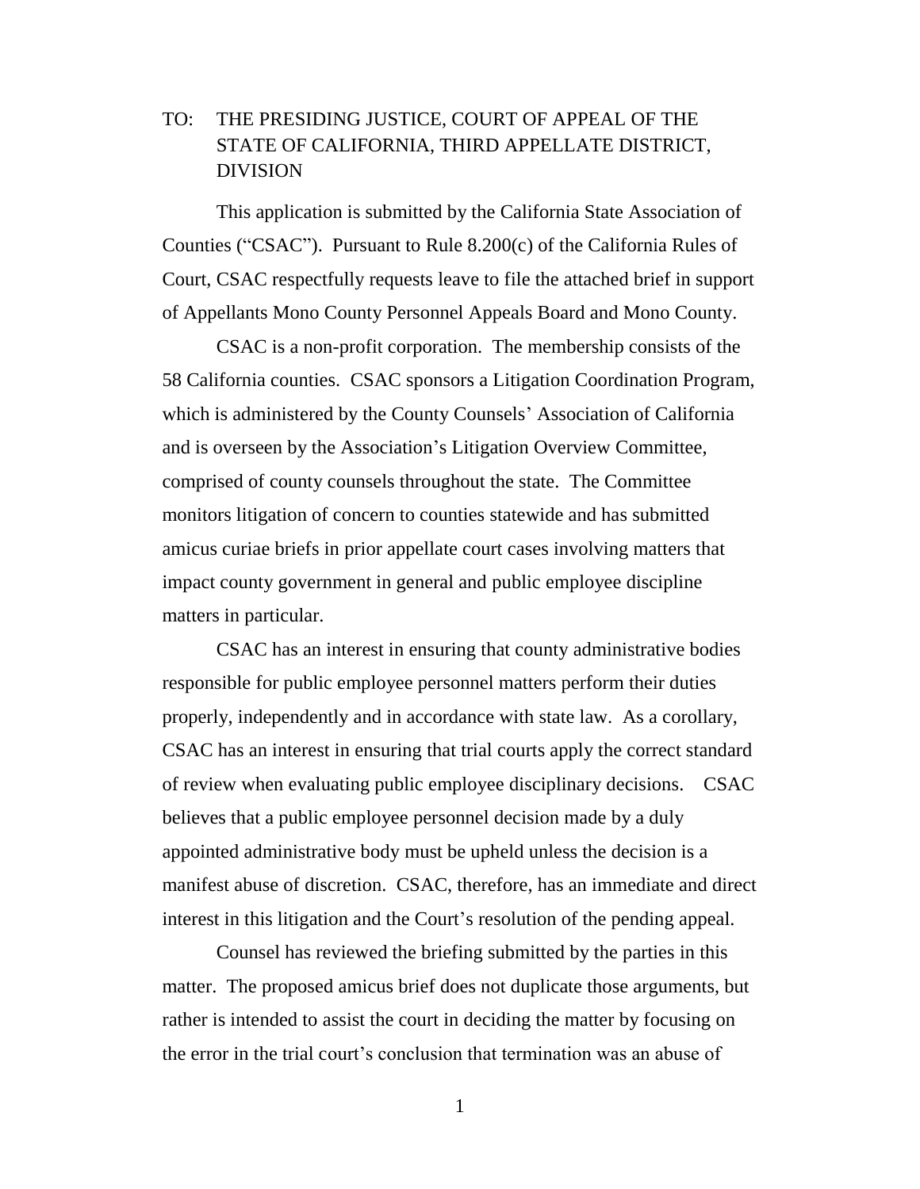TO: THE PRESIDING JUSTICE, COURT OF APPEAL OF THE STATE OF CALIFORNIA, THIRD APPELLATE DISTRICT, DIVISION

This application is submitted by the California State Association of Counties ("CSAC"). Pursuant to Rule 8.200(c) of the California Rules of Court, CSAC respectfully requests leave to file the attached brief in support of Appellants Mono County Personnel Appeals Board and Mono County.

CSAC is a non-profit corporation. The membership consists of the 58 California counties. CSAC sponsors a Litigation Coordination Program, which is administered by the County Counsels' Association of California and is overseen by the Association's Litigation Overview Committee, comprised of county counsels throughout the state. The Committee monitors litigation of concern to counties statewide and has submitted amicus curiae briefs in prior appellate court cases involving matters that impact county government in general and public employee discipline matters in particular.

CSAC has an interest in ensuring that county administrative bodies responsible for public employee personnel matters perform their duties properly, independently and in accordance with state law. As a corollary, CSAC has an interest in ensuring that trial courts apply the correct standard of review when evaluating public employee disciplinary decisions. CSAC believes that a public employee personnel decision made by a duly appointed administrative body must be upheld unless the decision is a manifest abuse of discretion. CSAC, therefore, has an immediate and direct interest in this litigation and the Court's resolution of the pending appeal.

Counsel has reviewed the briefing submitted by the parties in this matter. The proposed amicus brief does not duplicate those arguments, but rather is intended to assist the court in deciding the matter by focusing on the error in the trial court's conclusion that termination was an abuse of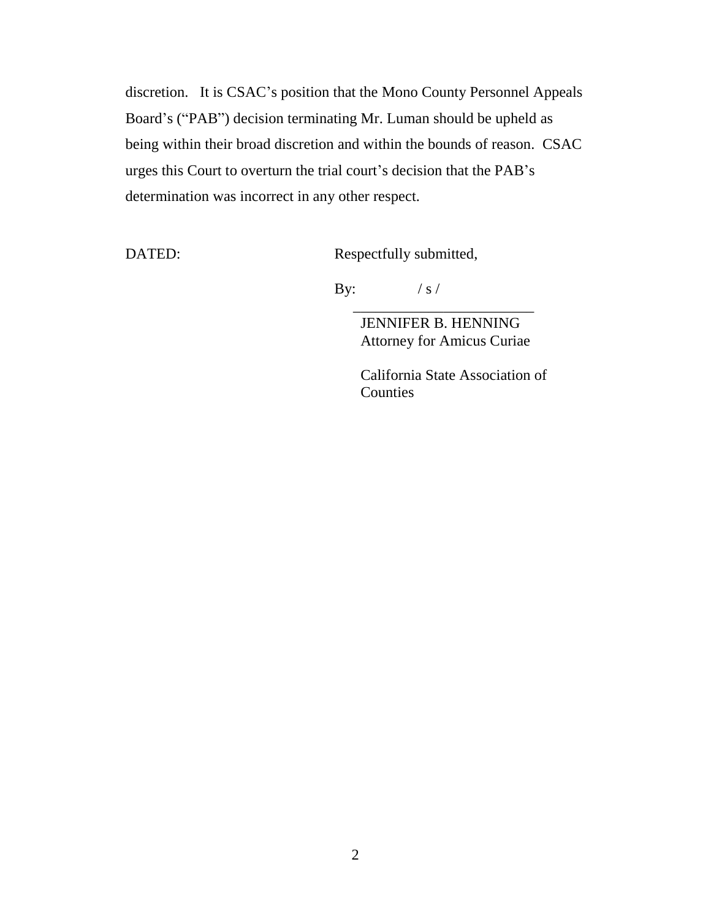discretion. It is CSAC's position that the Mono County Personnel Appeals Board's ("PAB") decision terminating Mr. Luman should be upheld as being within their broad discretion and within the bounds of reason. CSAC urges this Court to overturn the trial court's decision that the PAB's determination was incorrect in any other respect.

DATED: Respectfully submitted,

By: / s /

JENNIFER B. HENNING
Attorney for Amicus Curiae

California State Association of Counties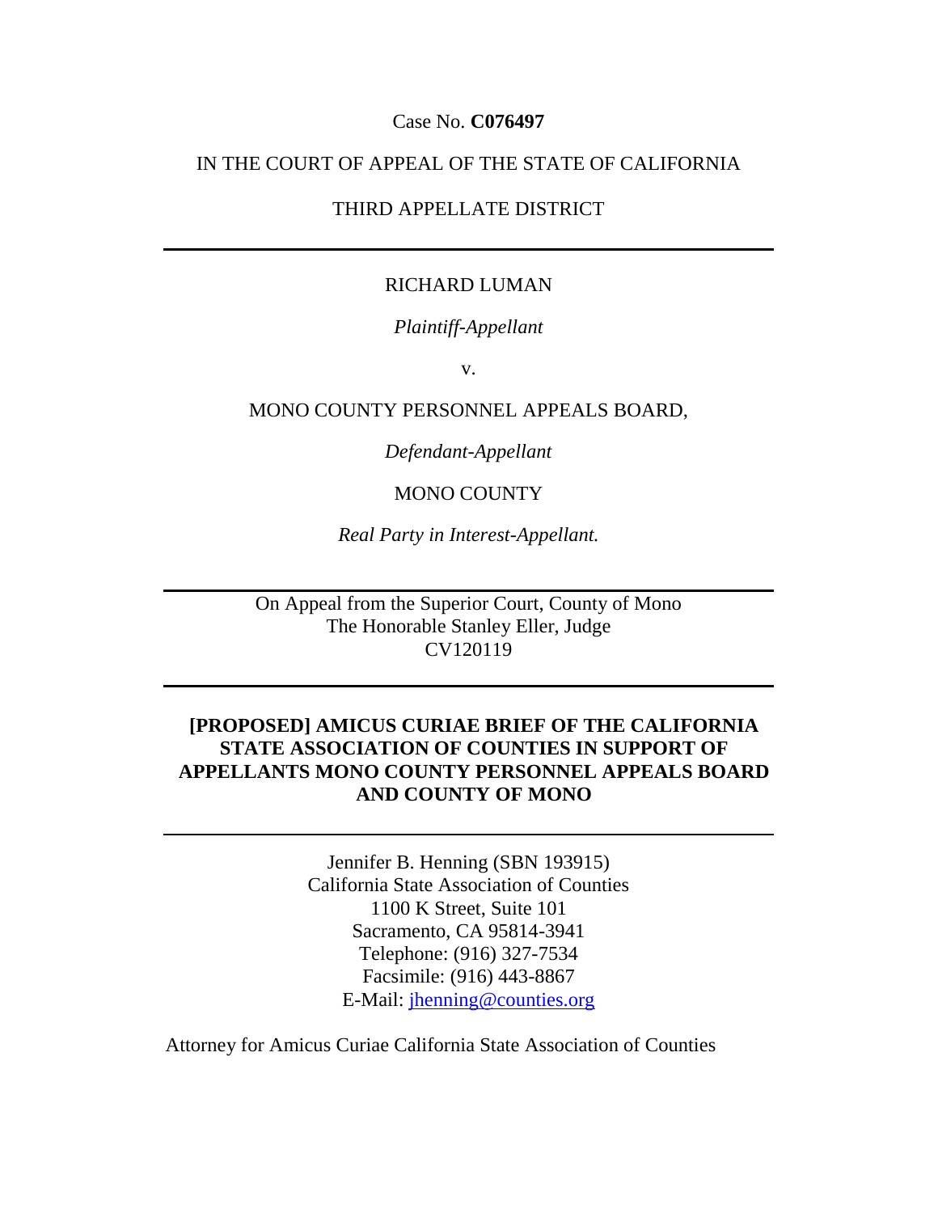Case No. **C076497**

IN THE COURT OF APPEAL OF THE STATE OF CALIFORNIA

THIRD APPELLATE DISTRICT

---

RICHARD LUMAN

*Plaintiff-Appellant*

v.

MONO COUNTY PERSONNEL APPEALS BOARD,

*Defendant-Appellant*

MONO COUNTY

*Real Party in Interest-Appellant.*

---

On Appeal from the Superior Court, County of Mono
The Honorable Stanley Eller, Judge
CV120119

---

**[PROPOSED] AMICUS CURIAE BRIEF OF THE CALIFORNIA STATE ASSOCIATION OF COUNTIES IN SUPPORT OF APPELLANTS MONO COUNTY PERSONNEL APPEALS BOARD AND COUNTY OF MONO**

---

Jennifer B. Henning (SBN 193915)
California State Association of Counties
1100 K Street, Suite 101
Sacramento, CA 95814-3941
Telephone: (916) 327-7534
Facsimile: (916) 443-8867
E-Mail: jhenning@counties.org

Attorney for Amicus Curiae California State Association of Counties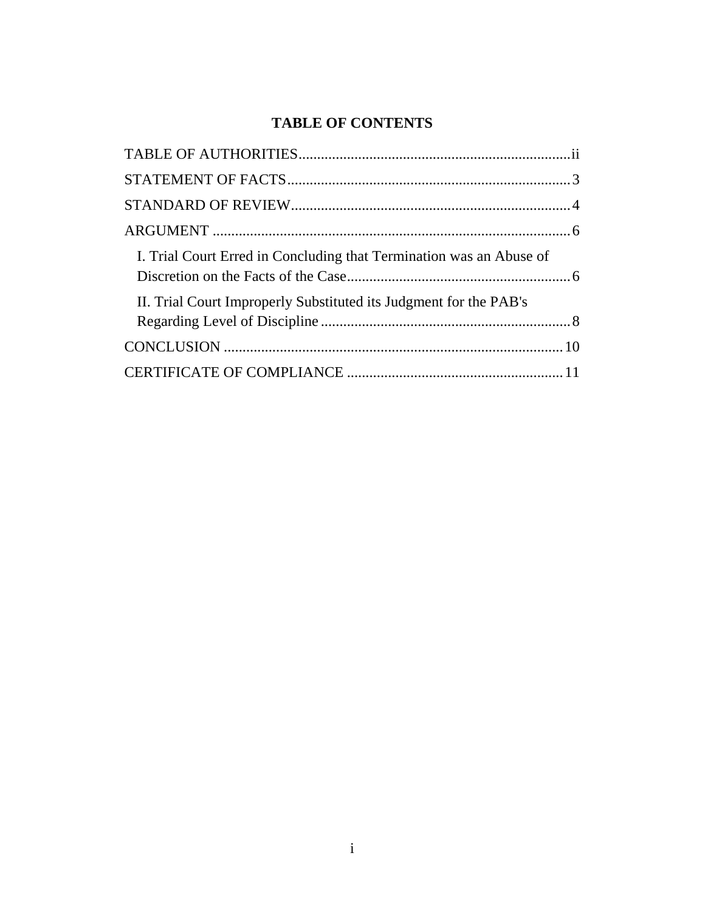## TABLE OF CONTENTS

TABLE OF AUTHORITIES........................................................................ii

STATEMENT OF FACTS............................................................................3

STANDARD OF REVIEW...........................................................................4

ARGUMENT ...............................................................................................6

I. Trial Court Erred in Concluding that Termination was an Abuse of Discretion on the Facts of the Case.............................................................6

II. Trial Court Improperly Substituted its Judgment for the PAB's Regarding Level of Discipline ...................................................................8

CONCLUSION ..........................................................................................10

CERTIFICATE OF COMPLIANCE ..........................................................11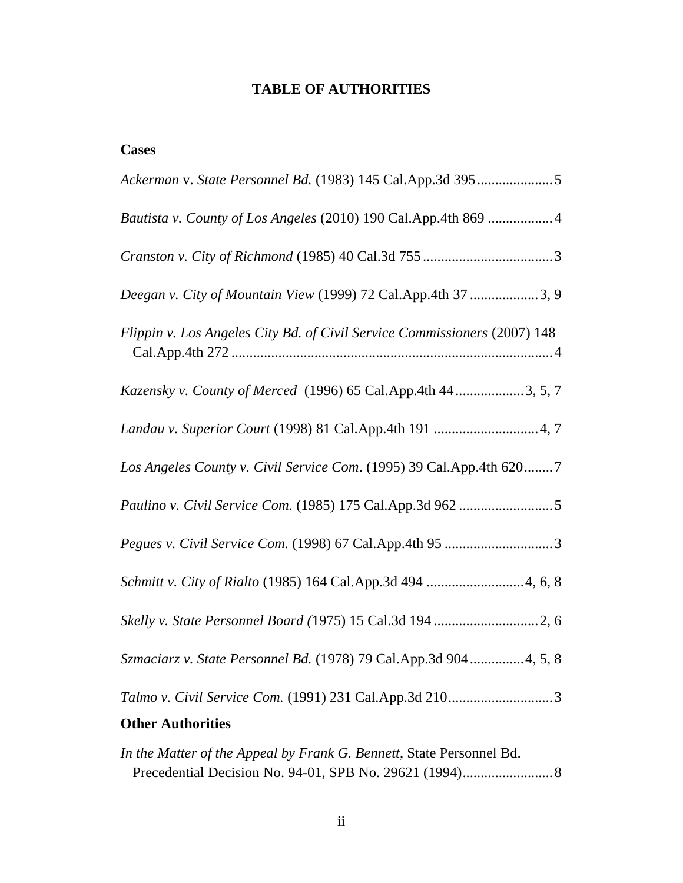# TABLE OF AUTHORITIES

## Cases

*Ackerman* v. *State Personnel Bd.* (1983) 145 Cal.App.3d 395 .................... 5

*Bautista v. County of Los Angeles* (2010) 190 Cal.App.4th 869 ................. 4

*Cranston v. City of Richmond* (1985) 40 Cal.3d 755 .................................. 3

*Deegan v. City of Mountain View* (1999) 72 Cal.App.4th 37 .................. 3, 9

*Flippin v. Los Angeles City Bd. of Civil Service Commissioners* (2007) 148 Cal.App.4th 272 .......................................................................................... 4

*Kazensky v. County of Merced* (1996) 65 Cal.App.4th 44 .................. 3, 5, 7

*Landau v. Superior Court* (1998) 81 Cal.App.4th 191 ............................ 4, 7

*Los Angeles County v. Civil Service Com*. (1995) 39 Cal.App.4th 620........ 7

*Paulino v. Civil Service Com.* (1985) 175 Cal.App.3d 962 ......................... 5

*Pegues v. Civil Service Com.* (1998) 67 Cal.App.4th 95 ............................. 3

*Schmitt v. City of Rialto* (1985) 164 Cal.App.3d 494 .......................... 4, 6, 8

*Skelly v. State Personnel Board (*1975) 15 Cal.3d 194 ............................ 2, 6

*Szmaciarz v. State Personnel Bd.* (1978) 79 Cal.App.3d 904 .............. 4, 5, 8

*Talmo v. Civil Service Com.* (1991) 231 Cal.App.3d 210............................ 3

## Other Authorities

*In the Matter of the Appeal by Frank G. Bennett*, State Personnel Bd. Precedential Decision No. 94-01, SPB No. 29621 (1994)........................ 8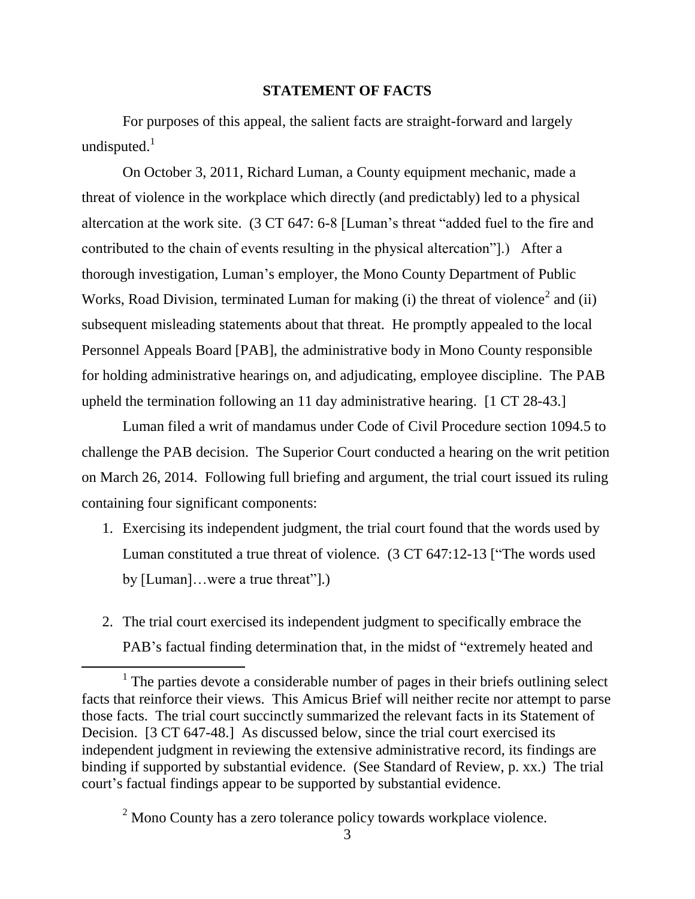## STATEMENT OF FACTS

For purposes of this appeal, the salient facts are straight-forward and largely undisputed.[1]

On October 3, 2011, Richard Luman, a County equipment mechanic, made a threat of violence in the workplace which directly (and predictably) led to a physical altercation at the work site. (3 CT 647: 6-8 [Luman's threat "added fuel to the fire and contributed to the chain of events resulting in the physical altercation"].) After a thorough investigation, Luman's employer, the Mono County Department of Public Works, Road Division, terminated Luman for making (i) the threat of violence[2] and (ii) subsequent misleading statements about that threat. He promptly appealed to the local Personnel Appeals Board [PAB], the administrative body in Mono County responsible for holding administrative hearings on, and adjudicating, employee discipline. The PAB upheld the termination following an 11 day administrative hearing. [1 CT 28-43.]

Luman filed a writ of mandamus under Code of Civil Procedure section 1094.5 to challenge the PAB decision. The Superior Court conducted a hearing on the writ petition on March 26, 2014. Following full briefing and argument, the trial court issued its ruling containing four significant components:

1. Exercising its independent judgment, the trial court found that the words used by Luman constituted a true threat of violence. (3 CT 647:12-13 ["The words used by [Luman]…were a true threat"].)

2. The trial court exercised its independent judgment to specifically embrace the PAB's factual finding determination that, in the midst of "extremely heated and

---

[1] The parties devote a considerable number of pages in their briefs outlining select facts that reinforce their views. This Amicus Brief will neither recite nor attempt to parse those facts. The trial court succinctly summarized the relevant facts in its Statement of Decision. [3 CT 647-48.] As discussed below, since the trial court exercised its independent judgment in reviewing the extensive administrative record, its findings are binding if supported by substantial evidence. (See Standard of Review, p. xx.) The trial court's factual findings appear to be supported by substantial evidence.

[2] Mono County has a zero tolerance policy towards workplace violence.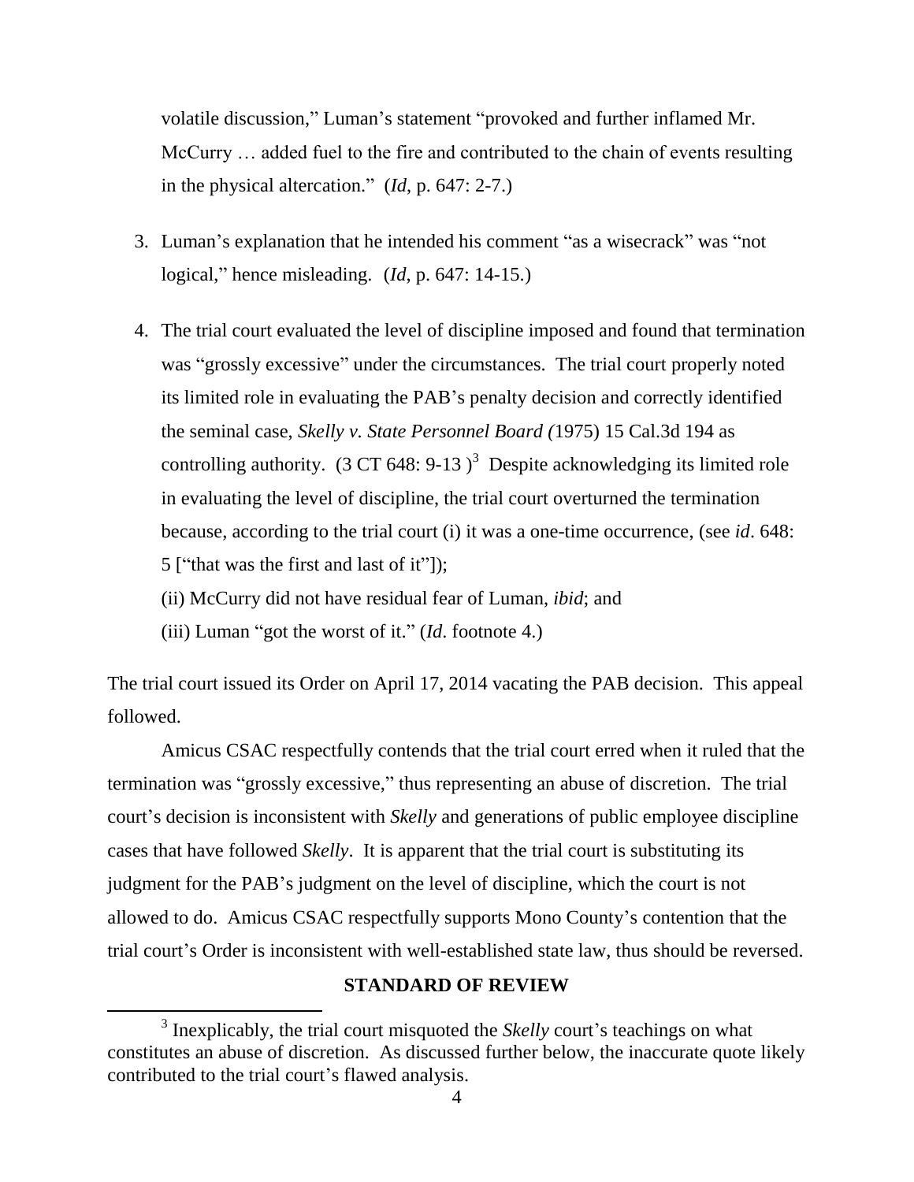volatile discussion," Luman's statement "provoked and further inflamed Mr. McCurry … added fuel to the fire and contributed to the chain of events resulting in the physical altercation." (*Id*, p. 647: 2-7.)

3. Luman's explanation that he intended his comment "as a wisecrack" was "not logical," hence misleading. (*Id*, p. 647: 14-15.)

4. The trial court evaluated the level of discipline imposed and found that termination was "grossly excessive" under the circumstances. The trial court properly noted its limited role in evaluating the PAB's penalty decision and correctly identified the seminal case, *Skelly v. State Personnel Board (*1975) 15 Cal.3d 194 as controlling authority. (3 CT 648: 9-13 )[3] Despite acknowledging its limited role in evaluating the level of discipline, the trial court overturned the termination because, according to the trial court (i) it was a one-time occurrence, (see *id*. 648: 5 ["that was the first and last of it"]);
(ii) McCurry did not have residual fear of Luman, *ibid*; and
(iii) Luman "got the worst of it." (*Id*. footnote 4.)

The trial court issued its Order on April 17, 2014 vacating the PAB decision. This appeal followed.

Amicus CSAC respectfully contends that the trial court erred when it ruled that the termination was "grossly excessive," thus representing an abuse of discretion. The trial court's decision is inconsistent with *Skelly* and generations of public employee discipline cases that have followed *Skelly*. It is apparent that the trial court is substituting its judgment for the PAB's judgment on the level of discipline, which the court is not allowed to do. Amicus CSAC respectfully supports Mono County's contention that the trial court's Order is inconsistent with well-established state law, thus should be reversed.

**STANDARD OF REVIEW**

[3] Inexplicably, the trial court misquoted the *Skelly* court's teachings on what constitutes an abuse of discretion. As discussed further below, the inaccurate quote likely contributed to the trial court's flawed analysis.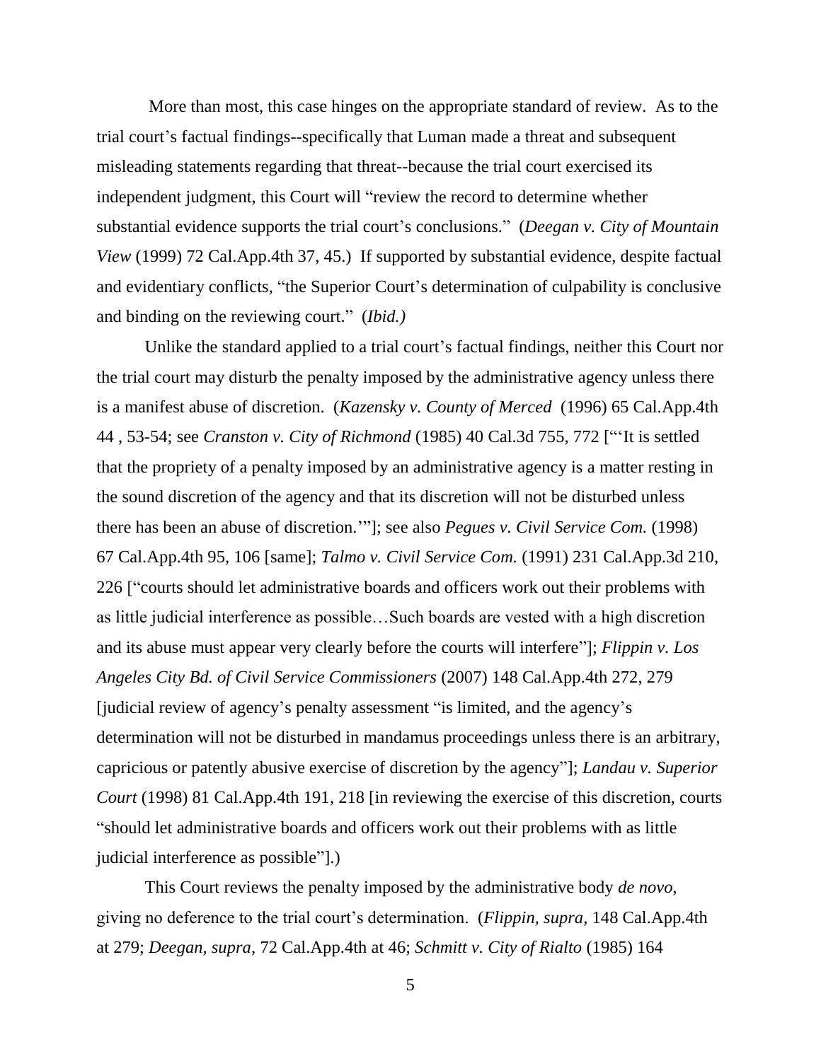More than most, this case hinges on the appropriate standard of review. As to the trial court's factual findings--specifically that Luman made a threat and subsequent misleading statements regarding that threat--because the trial court exercised its independent judgment, this Court will "review the record to determine whether substantial evidence supports the trial court's conclusions." (*Deegan v. City of Mountain View* (1999) 72 Cal.App.4th 37, 45.) If supported by substantial evidence, despite factual and evidentiary conflicts, "the Superior Court's determination of culpability is conclusive and binding on the reviewing court." (*Ibid.)*

Unlike the standard applied to a trial court's factual findings, neither this Court nor the trial court may disturb the penalty imposed by the administrative agency unless there is a manifest abuse of discretion. (*Kazensky v. County of Merced* (1996) 65 Cal.App.4th 44 , 53-54; see *Cranston v. City of Richmond* (1985) 40 Cal.3d 755, 772 ["'It is settled that the propriety of a penalty imposed by an administrative agency is a matter resting in the sound discretion of the agency and that its discretion will not be disturbed unless there has been an abuse of discretion.'"]; see also *Pegues v. Civil Service Com.* (1998) 67 Cal.App.4th 95, 106 [same]; *Talmo v. Civil Service Com.* (1991) 231 Cal.App.3d 210, 226 ["courts should let administrative boards and officers work out their problems with as little judicial interference as possible…Such boards are vested with a high discretion and its abuse must appear very clearly before the courts will interfere"]; *Flippin v. Los Angeles City Bd. of Civil Service Commissioners* (2007) 148 Cal.App.4th 272, 279 [judicial review of agency's penalty assessment "is limited, and the agency's determination will not be disturbed in mandamus proceedings unless there is an arbitrary, capricious or patently abusive exercise of discretion by the agency"]; *Landau v. Superior Court* (1998) 81 Cal.App.4th 191, 218 [in reviewing the exercise of this discretion, courts "should let administrative boards and officers work out their problems with as little judicial interference as possible"].)

This Court reviews the penalty imposed by the administrative body *de novo*, giving no deference to the trial court's determination. (*Flippin, supra,* 148 Cal.App.4th at 279; *Deegan, supra,* 72 Cal.App.4th at 46; *Schmitt v. City of Rialto* (1985) 164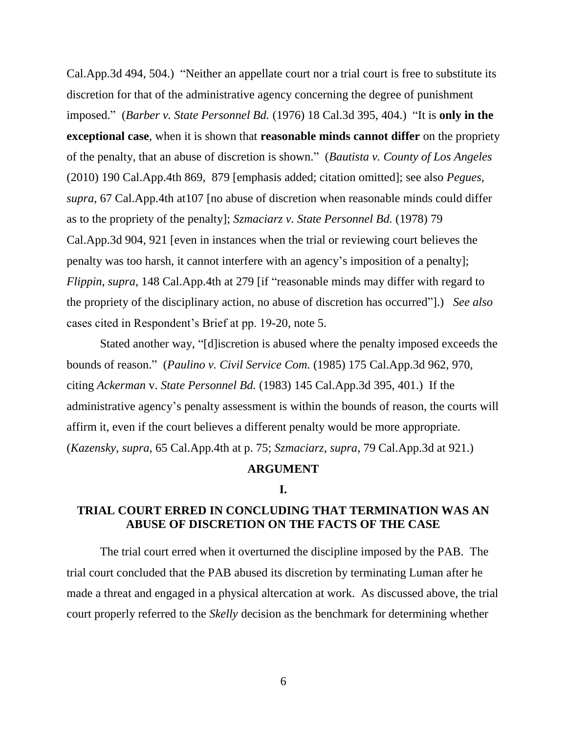Cal.App.3d 494, 504.) "Neither an appellate court nor a trial court is free to substitute its discretion for that of the administrative agency concerning the degree of punishment imposed." (*Barber v. State Personnel Bd.* (1976) 18 Cal.3d 395, 404.) "It is **only in the exceptional case**, when it is shown that **reasonable minds cannot differ** on the propriety of the penalty, that an abuse of discretion is shown." (*Bautista v. County of Los Angeles* (2010) 190 Cal.App.4th 869, 879 [emphasis added; citation omitted]; see also *Pegues, supra,* 67 Cal.App.4th at107 [no abuse of discretion when reasonable minds could differ as to the propriety of the penalty]; *Szmaciarz v. State Personnel Bd.* (1978) 79 Cal.App.3d 904, 921 [even in instances when the trial or reviewing court believes the penalty was too harsh, it cannot interfere with an agency's imposition of a penalty]; *Flippin, supra,* 148 Cal.App.4th at 279 [if "reasonable minds may differ with regard to the propriety of the disciplinary action, no abuse of discretion has occurred"].) *See also* cases cited in Respondent's Brief at pp. 19-20, note 5.

Stated another way, "[d]iscretion is abused where the penalty imposed exceeds the bounds of reason." (*Paulino v. Civil Service Com.* (1985) 175 Cal.App.3d 962, 970, citing *Ackerman* v. *State Personnel Bd.* (1983) 145 Cal.App.3d 395, 401.) If the administrative agency's penalty assessment is within the bounds of reason, the courts will affirm it, even if the court believes a different penalty would be more appropriate. (*Kazensky, supra,* 65 Cal.App.4th at p. 75; *Szmaciarz, supra,* 79 Cal.App.3d at 921.)

## ARGUMENT

### I.

### TRIAL COURT ERRED IN CONCLUDING THAT TERMINATION WAS AN ABUSE OF DISCRETION ON THE FACTS OF THE CASE

The trial court erred when it overturned the discipline imposed by the PAB. The trial court concluded that the PAB abused its discretion by terminating Luman after he made a threat and engaged in a physical altercation at work. As discussed above, the trial court properly referred to the *Skelly* decision as the benchmark for determining whether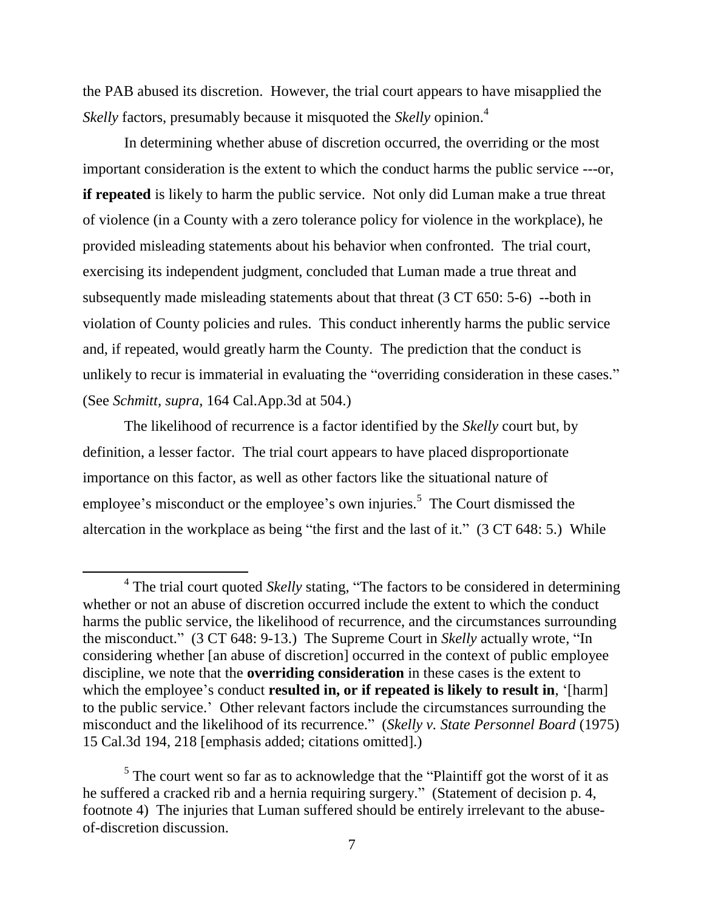the PAB abused its discretion. However, the trial court appears to have misapplied the *Skelly* factors, presumably because it misquoted the *Skelly* opinion.[4]

In determining whether abuse of discretion occurred, the overriding or the most important consideration is the extent to which the conduct harms the public service ---or, **if repeated** is likely to harm the public service. Not only did Luman make a true threat of violence (in a County with a zero tolerance policy for violence in the workplace), he provided misleading statements about his behavior when confronted. The trial court, exercising its independent judgment, concluded that Luman made a true threat and subsequently made misleading statements about that threat (3 CT 650: 5-6) --both in violation of County policies and rules. This conduct inherently harms the public service and, if repeated, would greatly harm the County. The prediction that the conduct is unlikely to recur is immaterial in evaluating the "overriding consideration in these cases." (See *Schmitt, supra*, 164 Cal.App.3d at 504.)

The likelihood of recurrence is a factor identified by the *Skelly* court but, by definition, a lesser factor. The trial court appears to have placed disproportionate importance on this factor, as well as other factors like the situational nature of employee's misconduct or the employee's own injuries.[5] The Court dismissed the altercation in the workplace as being "the first and the last of it." (3 CT 648: 5.) While

[4] The trial court quoted *Skelly* stating, "The factors to be considered in determining whether or not an abuse of discretion occurred include the extent to which the conduct harms the public service, the likelihood of recurrence, and the circumstances surrounding the misconduct." (3 CT 648: 9-13.) The Supreme Court in *Skelly* actually wrote, "In considering whether [an abuse of discretion] occurred in the context of public employee discipline, we note that the **overriding consideration** in these cases is the extent to which the employee's conduct **resulted in, or if repeated is likely to result in**, '[harm] to the public service.' Other relevant factors include the circumstances surrounding the misconduct and the likelihood of its recurrence." (*Skelly v. State Personnel Board* (1975) 15 Cal.3d 194, 218 [emphasis added; citations omitted].)

[5] The court went so far as to acknowledge that the "Plaintiff got the worst of it as he suffered a cracked rib and a hernia requiring surgery." (Statement of decision p. 4, footnote 4) The injuries that Luman suffered should be entirely irrelevant to the abuse-of-discretion discussion.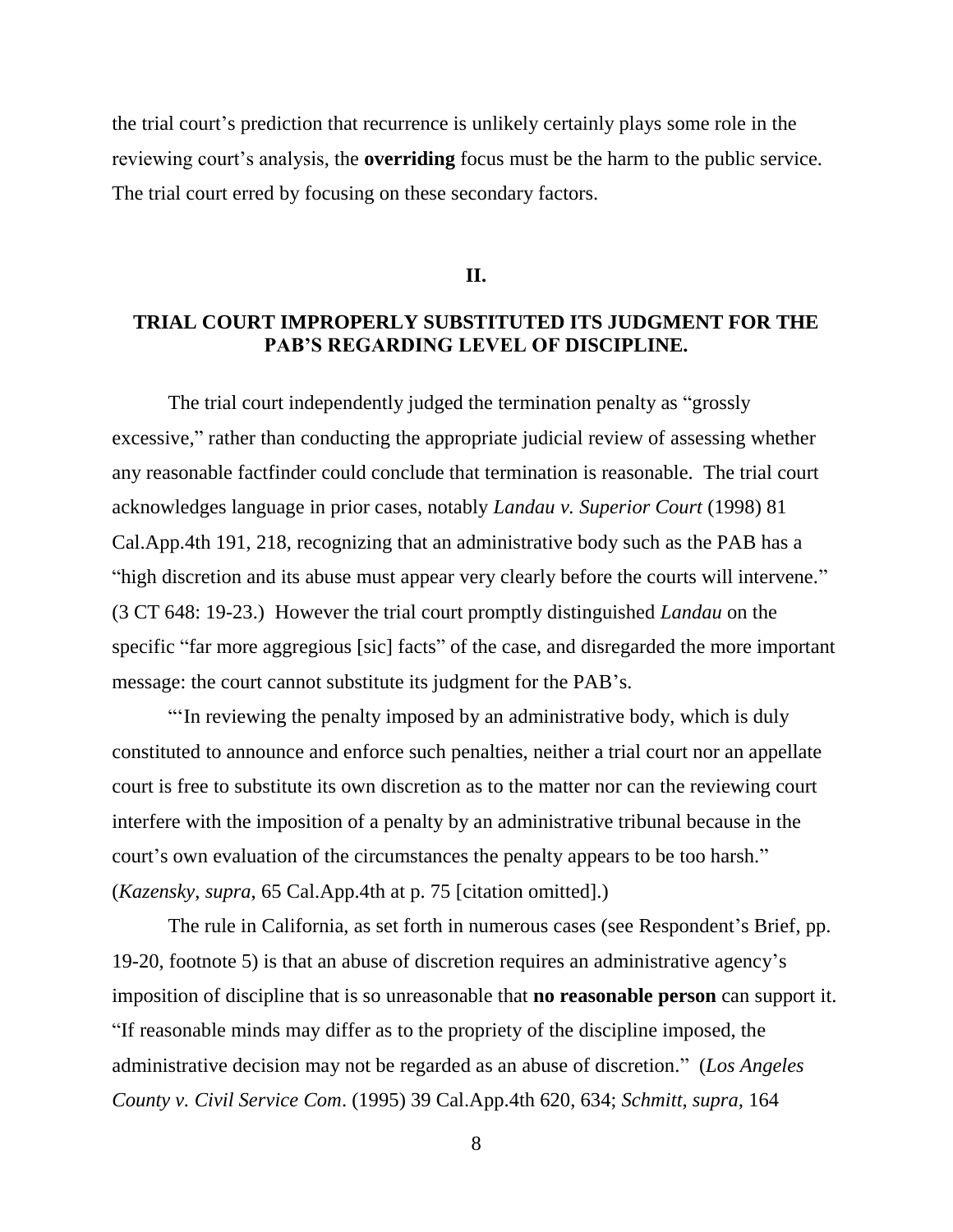the trial court's prediction that recurrence is unlikely certainly plays some role in the reviewing court's analysis, the **overriding** focus must be the harm to the public service. The trial court erred by focusing on these secondary factors.

## II.

## TRIAL COURT IMPROPERLY SUBSTITUTED ITS JUDGMENT FOR THE PAB'S REGARDING LEVEL OF DISCIPLINE.

The trial court independently judged the termination penalty as "grossly excessive," rather than conducting the appropriate judicial review of assessing whether any reasonable factfinder could conclude that termination is reasonable. The trial court acknowledges language in prior cases, notably *Landau v. Superior Court* (1998) 81 Cal.App.4th 191, 218, recognizing that an administrative body such as the PAB has a "high discretion and its abuse must appear very clearly before the courts will intervene." (3 CT 648: 19-23.) However the trial court promptly distinguished *Landau* on the specific "far more aggregious [sic] facts" of the case, and disregarded the more important message: the court cannot substitute its judgment for the PAB's.

"'In reviewing the penalty imposed by an administrative body, which is duly constituted to announce and enforce such penalties, neither a trial court nor an appellate court is free to substitute its own discretion as to the matter nor can the reviewing court interfere with the imposition of a penalty by an administrative tribunal because in the court's own evaluation of the circumstances the penalty appears to be too harsh." (*Kazensky, supra*, 65 Cal.App.4th at p. 75 [citation omitted].)

The rule in California, as set forth in numerous cases (see Respondent's Brief, pp. 19-20, footnote 5) is that an abuse of discretion requires an administrative agency's imposition of discipline that is so unreasonable that **no reasonable person** can support it. "If reasonable minds may differ as to the propriety of the discipline imposed, the administrative decision may not be regarded as an abuse of discretion." (*Los Angeles County v. Civil Service Com*. (1995) 39 Cal.App.4th 620, 634; *Schmitt, supra*, 164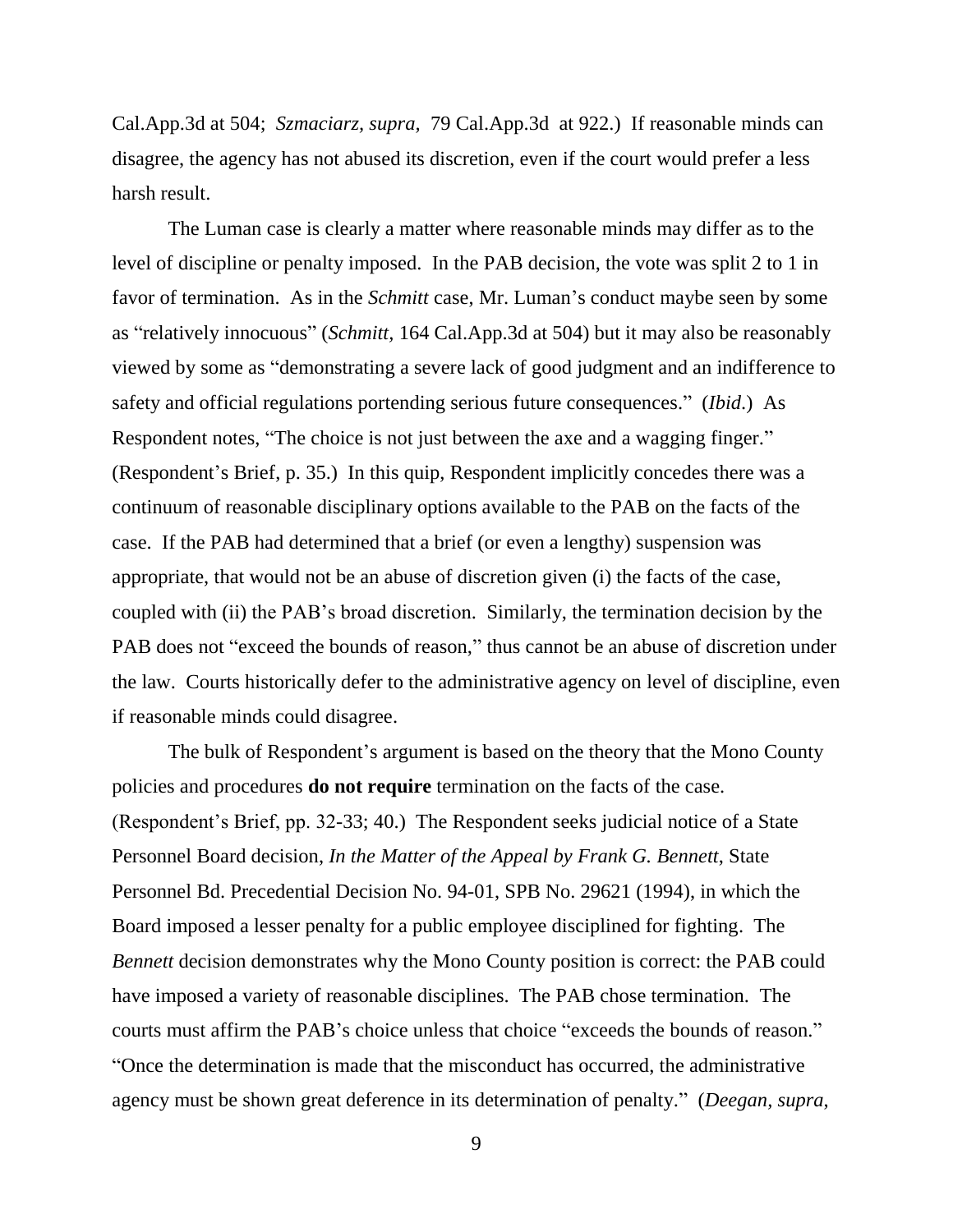Cal.App.3d at 504; *Szmaciarz, supra*, 79 Cal.App.3d at 922.) If reasonable minds can disagree, the agency has not abused its discretion, even if the court would prefer a less harsh result.

The Luman case is clearly a matter where reasonable minds may differ as to the level of discipline or penalty imposed. In the PAB decision, the vote was split 2 to 1 in favor of termination. As in the *Schmitt* case, Mr. Luman's conduct maybe seen by some as "relatively innocuous" (*Schmitt*, 164 Cal.App.3d at 504) but it may also be reasonably viewed by some as "demonstrating a severe lack of good judgment and an indifference to safety and official regulations portending serious future consequences." (*Ibid*.) As Respondent notes, "The choice is not just between the axe and a wagging finger." (Respondent's Brief, p. 35.) In this quip, Respondent implicitly concedes there was a continuum of reasonable disciplinary options available to the PAB on the facts of the case. If the PAB had determined that a brief (or even a lengthy) suspension was appropriate, that would not be an abuse of discretion given (i) the facts of the case, coupled with (ii) the PAB's broad discretion. Similarly, the termination decision by the PAB does not "exceed the bounds of reason," thus cannot be an abuse of discretion under the law. Courts historically defer to the administrative agency on level of discipline, even if reasonable minds could disagree.

The bulk of Respondent's argument is based on the theory that the Mono County policies and procedures **do not require** termination on the facts of the case. (Respondent's Brief, pp. 32-33; 40.) The Respondent seeks judicial notice of a State Personnel Board decision, *In the Matter of the Appeal by Frank G. Bennett*, State Personnel Bd. Precedential Decision No. 94-01, SPB No. 29621 (1994), in which the Board imposed a lesser penalty for a public employee disciplined for fighting. The *Bennett* decision demonstrates why the Mono County position is correct: the PAB could have imposed a variety of reasonable disciplines. The PAB chose termination. The courts must affirm the PAB's choice unless that choice "exceeds the bounds of reason." "Once the determination is made that the misconduct has occurred, the administrative agency must be shown great deference in its determination of penalty." (*Deegan*, *supra*,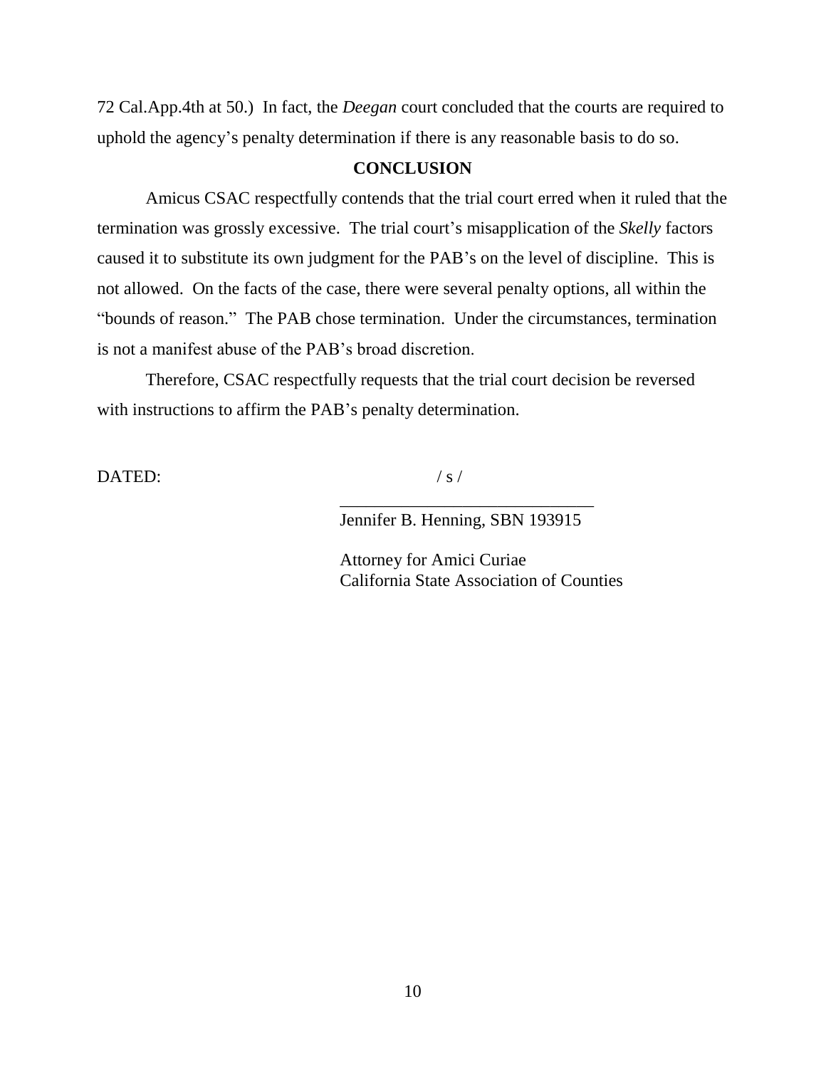72 Cal.App.4th at 50.) In fact, the *Deegan* court concluded that the courts are required to uphold the agency's penalty determination if there is any reasonable basis to do so.

**CONCLUSION**

Amicus CSAC respectfully contends that the trial court erred when it ruled that the termination was grossly excessive. The trial court's misapplication of the *Skelly* factors caused it to substitute its own judgment for the PAB's on the level of discipline. This is not allowed. On the facts of the case, there were several penalty options, all within the "bounds of reason." The PAB chose termination. Under the circumstances, termination is not a manifest abuse of the PAB's broad discretion.

Therefore, CSAC respectfully requests that the trial court decision be reversed with instructions to affirm the PAB's penalty determination.

DATED: / s /

_____________________________

Jennifer B. Henning, SBN 193915

Attorney for Amici Curiae
California State Association of Counties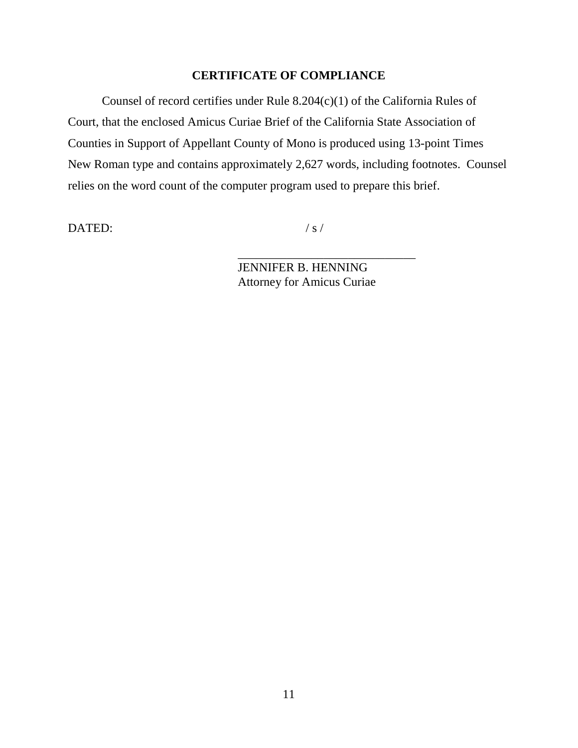## CERTIFICATE OF COMPLIANCE

Counsel of record certifies under Rule 8.204(c)(1) of the California Rules of Court, that the enclosed Amicus Curiae Brief of the California State Association of Counties in Support of Appellant County of Mono is produced using 13-point Times New Roman type and contains approximately 2,627 words, including footnotes. Counsel relies on the word count of the computer program used to prepare this brief.

DATED: / s /

\_\_\_\_\_\_\_\_\_\_\_\_\_\_\_\_\_\_\_\_\_\_\_\_\_\_\_\_\_\_

JENNIFER B. HENNING
Attorney for Amicus Curiae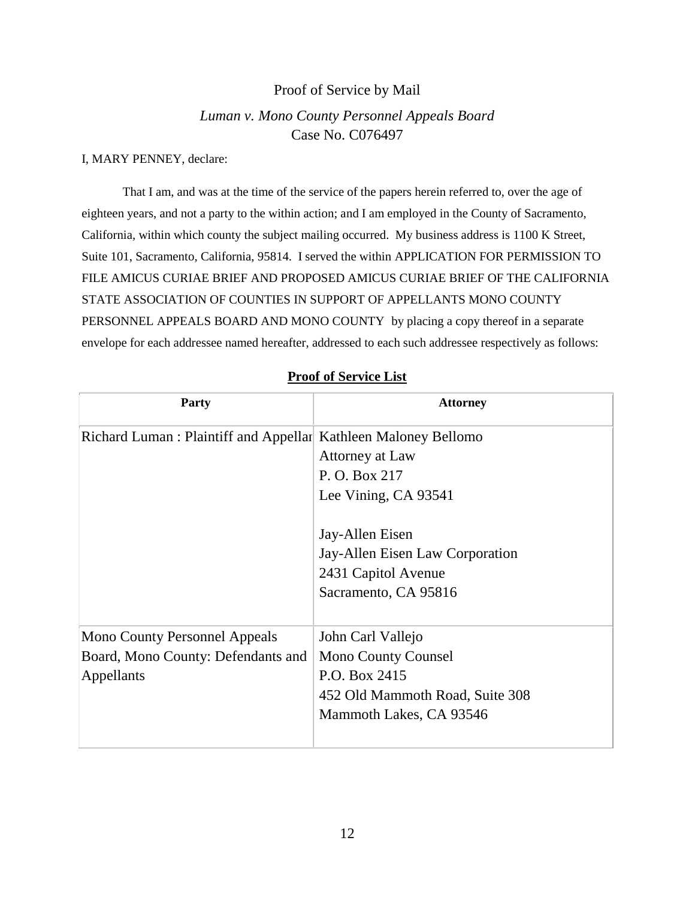Proof of Service by Mail

*Luman v. Mono County Personnel Appeals Board*
Case No. C076497

I, MARY PENNEY, declare:

That I am, and was at the time of the service of the papers herein referred to, over the age of eighteen years, and not a party to the within action; and I am employed in the County of Sacramento, California, within which county the subject mailing occurred. My business address is 1100 K Street, Suite 101, Sacramento, California, 95814. I served the within APPLICATION FOR PERMISSION TO FILE AMICUS CURIAE BRIEF AND PROPOSED AMICUS CURIAE BRIEF OF THE CALIFORNIA STATE ASSOCIATION OF COUNTIES IN SUPPORT OF APPELLANTS MONO COUNTY PERSONNEL APPEALS BOARD AND MONO COUNTY by placing a copy thereof in a separate envelope for each addressee named hereafter, addressed to each such addressee respectively as follows:

**Proof of Service List**

| Party | Attorney |
|---|---|
| Richard Luman : Plaintiff and Appellar | Kathleen Maloney Bellomo<br>Attorney at Law<br>P. O. Box 217<br>Lee Vining, CA 93541<br><br>Jay-Allen Eisen<br>Jay-Allen Eisen Law Corporation<br>2431 Capitol Avenue<br>Sacramento, CA 95816 |
| Mono County Personnel Appeals Board, Mono County: Defendants and Appellants | John Carl Vallejo<br>Mono County Counsel<br>P.O. Box 2415<br>452 Old Mammoth Road, Suite 308<br>Mammoth Lakes, CA 93546 |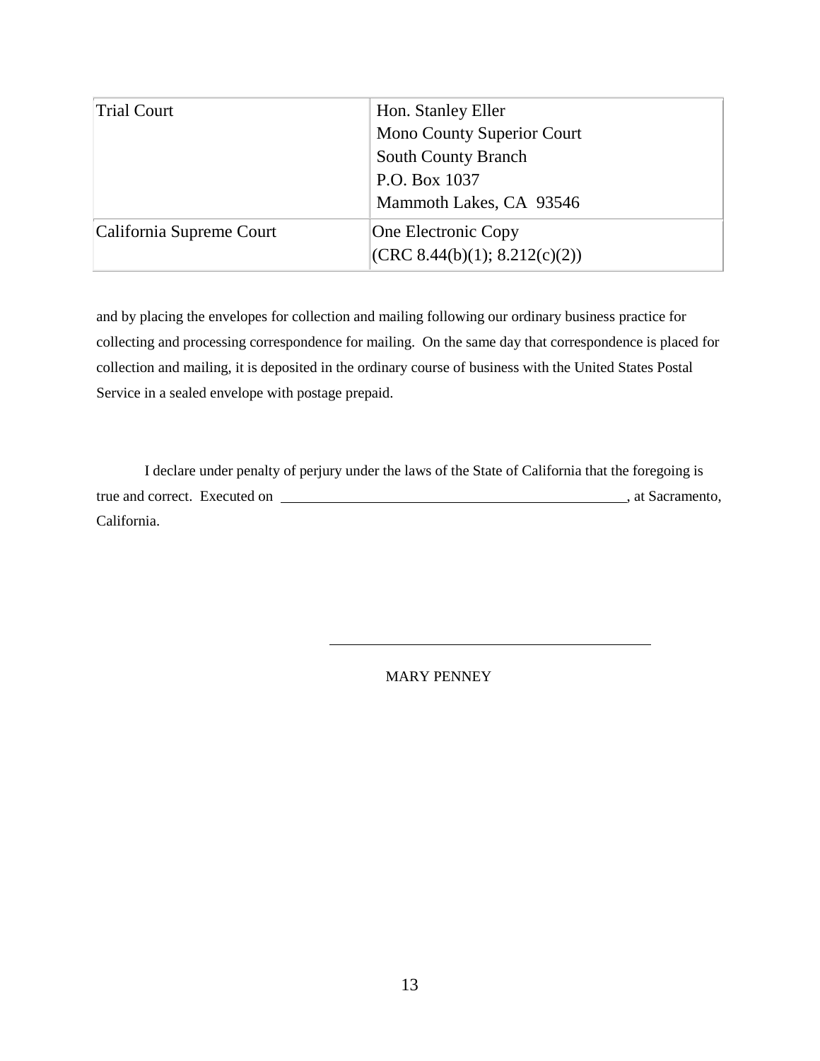| | |
|---|---|
| Trial Court | Hon. Stanley Eller<br>Mono County Superior Court<br>South County Branch<br>P.O. Box 1037<br>Mammoth Lakes, CA 93546 |
| California Supreme Court | One Electronic Copy<br>(CRC 8.44(b)(1); 8.212(c)(2)) |

and by placing the envelopes for collection and mailing following our ordinary business practice for collecting and processing correspondence for mailing. On the same day that correspondence is placed for collection and mailing, it is deposited in the ordinary course of business with the United States Postal Service in a sealed envelope with postage prepaid.

I declare under penalty of perjury under the laws of the State of California that the foregoing is true and correct. Executed on ______________________________, at Sacramento, California.

______________________________

MARY PENNEY